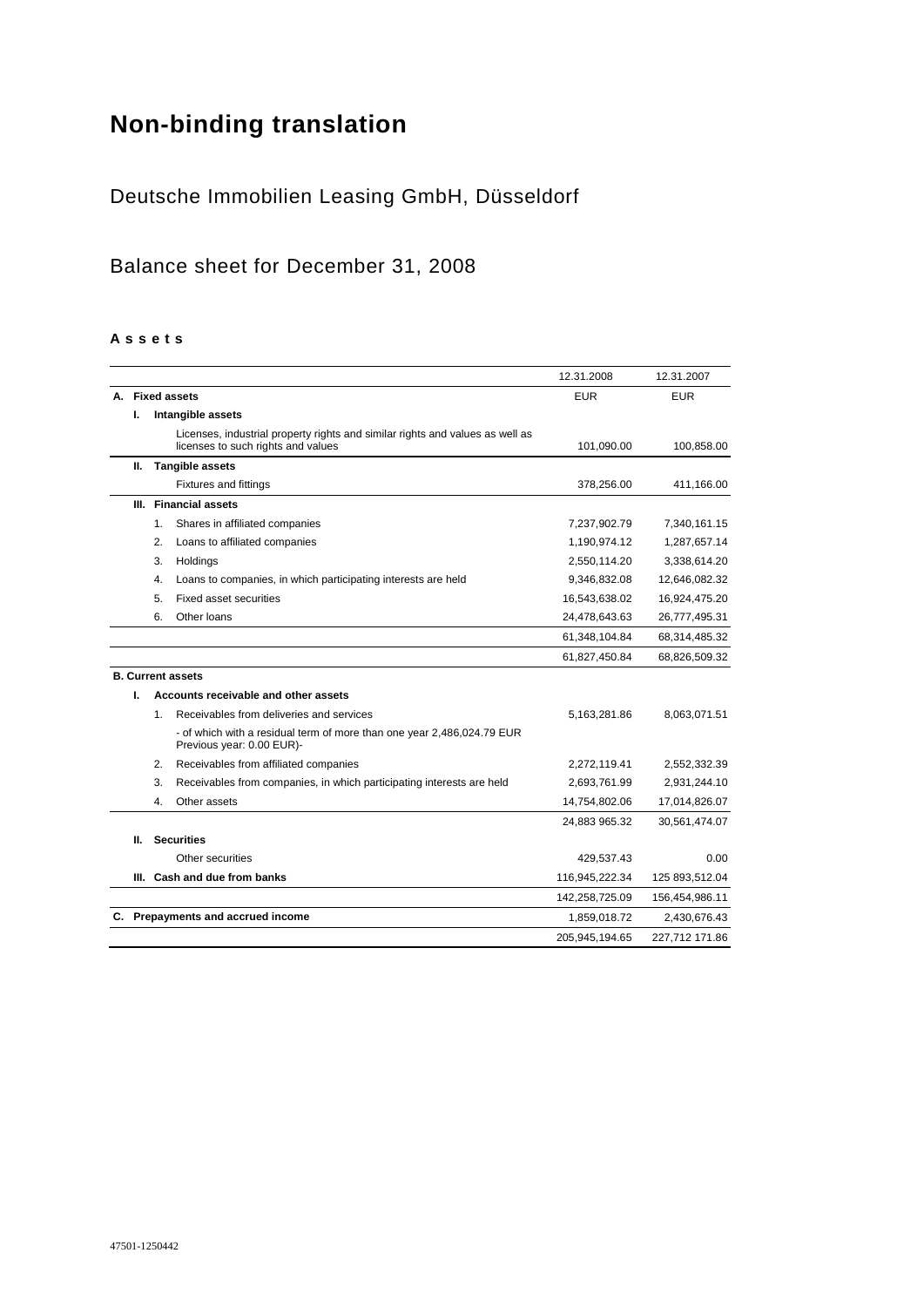# Non-binding translation

## Deutsche Immobilien Leasing GmbH, Düsseldorf

## Balance sheet for December 31, 2008

**A s s e t s**

| | | | | 12.31.2008 | 12.31.2007 |
|---|---|---|---|---|---|
| **A.** | **Fixed assets** | | | EUR | EUR |
| | **I.** | **Intangible assets** | | | |
| | | | Licenses, industrial property rights and similar rights and values as well as licenses to such rights and values | 101,090.00 | 100,858.00 |
| | **II.** | **Tangible assets** | | | |
| | | | Fixtures and fittings | 378,256.00 | 411,166.00 |
| | **III.** | **Financial assets** | | | |
| | | 1. | Shares in affiliated companies | 7,237,902.79 | 7,340,161.15 |
| | | 2. | Loans to affiliated companies | 1,190,974.12 | 1,287,657.14 |
| | | 3. | Holdings | 2,550,114.20 | 3,338,614.20 |
| | | 4. | Loans to companies, in which participating interests are held | 9,346,832.08 | 12,646,082.32 |
| | | 5. | Fixed asset securities | 16,543,638.02 | 16,924,475.20 |
| | | 6. | Other loans | 24,478,643.63 | 26,777,495.31 |
| | | | | 61,348,104.84 | 68,314,485.32 |
| | | | | 61,827,450.84 | 68,826,509.32 |
| **B.** | **Current assets** | | | | |
| | **I.** | **Accounts receivable and other assets** | | | |
| | | 1. | Receivables from deliveries and services | 5,163,281.86 | 8,063,071.51 |
| | | | - of which with a residual term of more than one year 2,486,024.79 EUR Previous year: 0.00 EUR)- | | |
| | | 2. | Receivables from affiliated companies | 2,272,119.41 | 2,552,332.39 |
| | | 3. | Receivables from companies, in which participating interests are held | 2,693,761.99 | 2,931,244.10 |
| | | 4. | Other assets | 14,754,802.06 | 17,014,826.07 |
| | | | | 24,883 965.32 | 30,561,474.07 |
| | **II.** | **Securities** | | | |
| | | | Other securities | 429,537.43 | 0.00 |
| | **III.** | **Cash and due from banks** | | 116,945,222.34 | 125 893,512.04 |
| | | | | 142,258,725.09 | 156,454,986.11 |
| **C.** | **Prepayments and accrued income** | | | 1,859,018.72 | 2,430,676.43 |
| | | | | 205,945,194.65 | 227,712 171.86 |

47501-1250442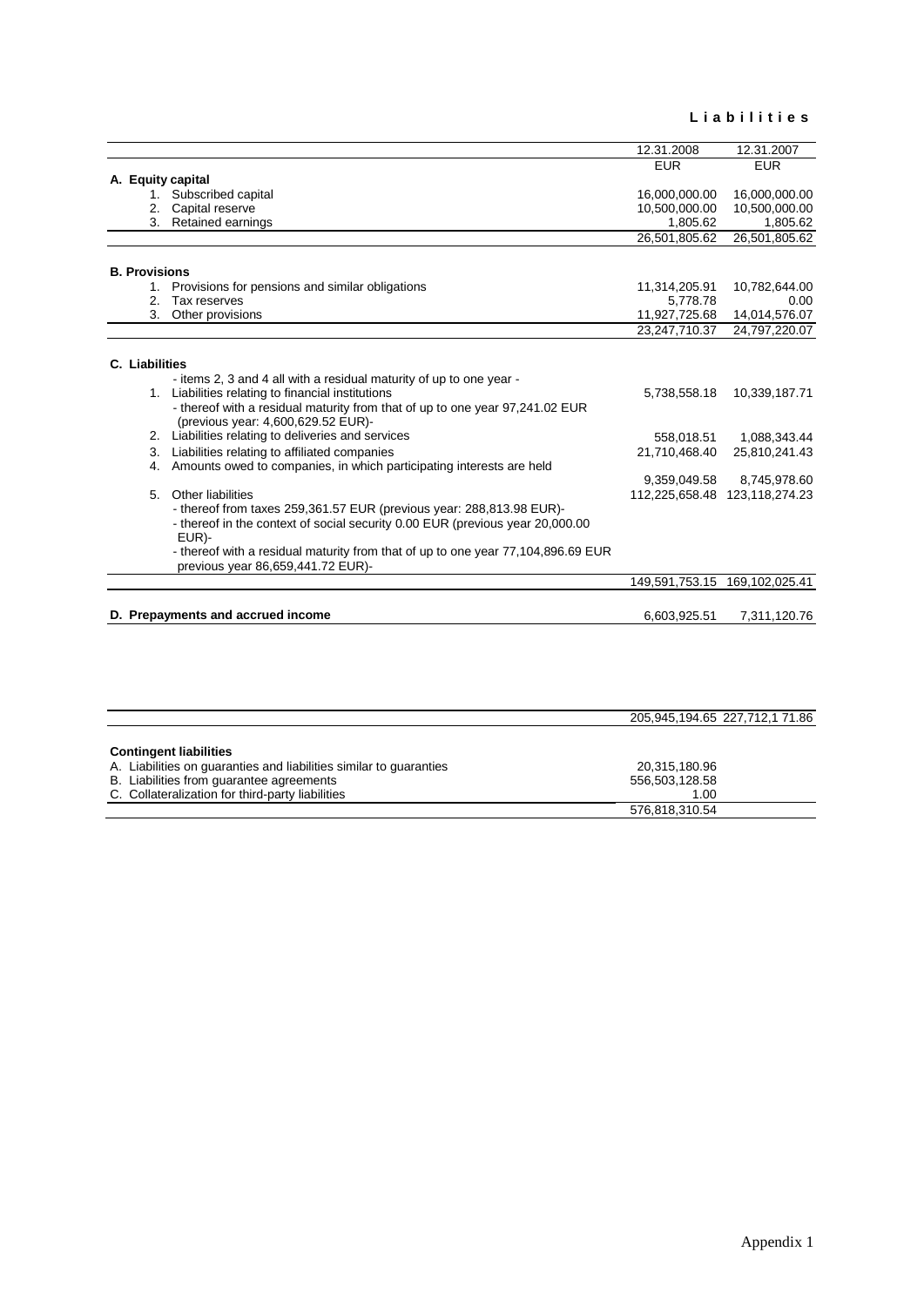**L i a b i l i t i e s**

| | 12.31.2008 | 12.31.2007 |
|---|---|---|
| | EUR | EUR |
| **A. Equity capital** | | |
| 1. Subscribed capital | 16,000,000.00 | 16,000,000.00 |
| 2. Capital reserve | 10,500,000.00 | 10,500,000.00 |
| 3. Retained earnings | 1,805.62 | 1,805.62 |
| | 26,501,805.62 | 26,501,805.62 |
| **B. Provisions** | | |
| 1. Provisions for pensions and similar obligations | 11,314,205.91 | 10,782,644.00 |
| 2. Tax reserves | 5,778.78 | 0.00 |
| 3. Other provisions | 11,927,725.68 | 14,014,576.07 |
| | 23,247,710.37 | 24,797,220.07 |
| **C. Liabilities** | | |
| - items 2, 3 and 4 all with a residual maturity of up to one year - | | |
| 1. Liabilities relating to financial institutions<br>- thereof with a residual maturity from that of up to one year 97,241.02 EUR (previous year: 4,600,629.52 EUR)- | 5,738,558.18 | 10,339,187.71 |
| 2. Liabilities relating to deliveries and services | 558,018.51 | 1,088,343.44 |
| 3. Liabilities relating to affiliated companies | 21,710,468.40 | 25,810,241.43 |
| 4. Amounts owed to companies, in which participating interests are held | 9,359,049.58 | 8,745,978.60 |
| 5. Other liabilities<br>- thereof from taxes 259,361.57 EUR (previous year: 288,813.98 EUR)-<br>- thereof in the context of social security 0.00 EUR (previous year 20,000.00 EUR)-<br>- thereof with a residual maturity from that of up to one year 77,104,896.69 EUR previous year 86,659,441.72 EUR)- | 112,225,658.48 | 123,118,274.23 |
| | 149,591,753.15 | 169,102,025.41 |
| **D. Prepayments and accrued income** | 6,603,925.51 | 7,311,120.76 |
| | 205,945,194.65 | 227,712,1 71.86 |

| **Contingent liabilities** | |
|---|---|
| A. Liabilities on guaranties and liabilities similar to guaranties | 20,315,180.96 |
| B. Liabilities from guarantee agreements | 556,503,128.58 |
| C. Collateralization for third-party liabilities | 1.00 |
| | 576,818,310.54 |

Appendix 1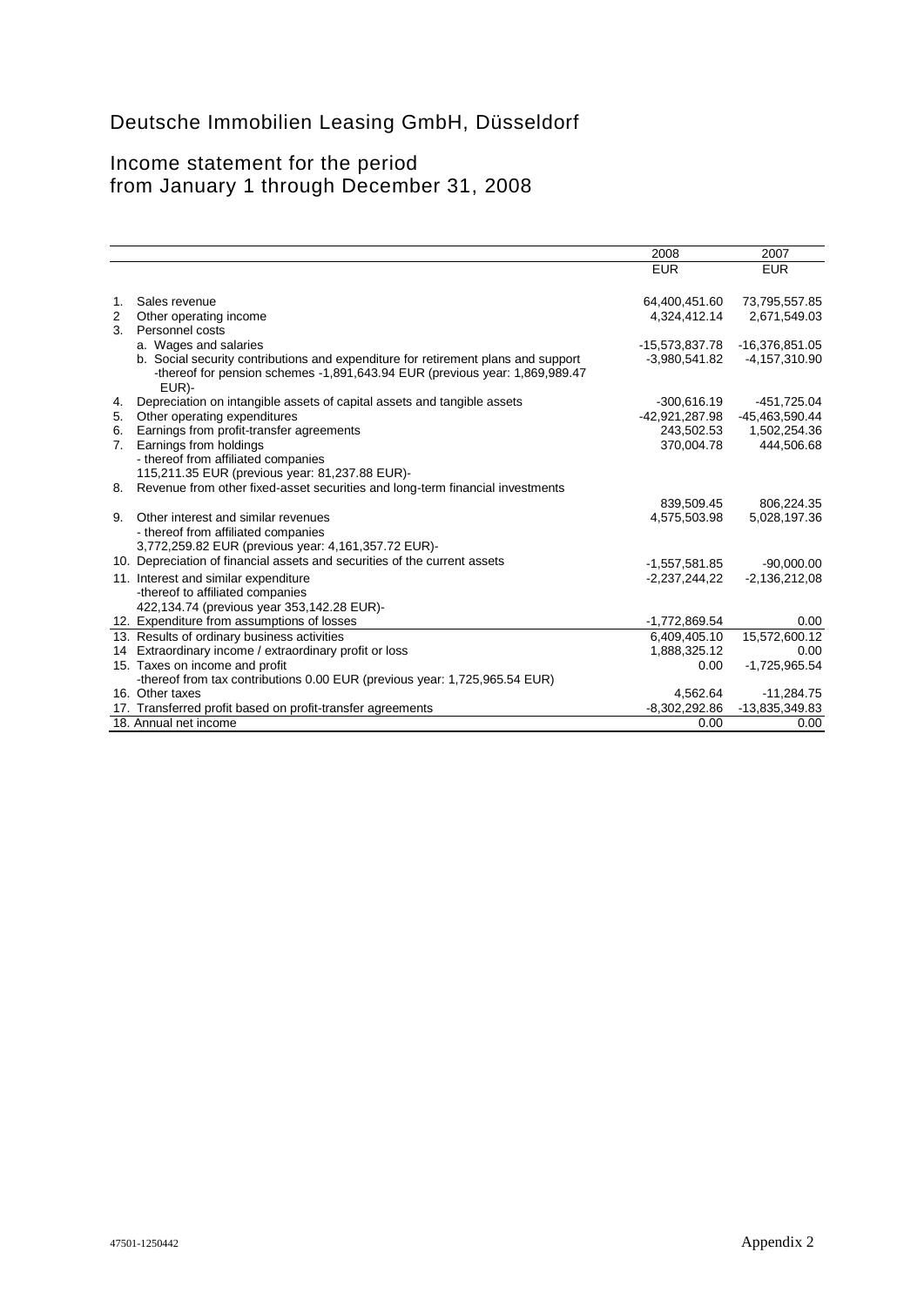# Deutsche Immobilien Leasing GmbH, Düsseldorf

## Income statement for the period from January 1 through December 31, 2008

| | | 2008 | 2007 |
|---|---|---|---|
| | | EUR | EUR |
| 1. | Sales revenue | 64,400,451.60 | 73,795,557.85 |
| 2 | Other operating income | 4,324,412.14 | 2,671,549.03 |
| 3. | Personnel costs | | |
| | a. Wages and salaries | -15,573,837.78 | -16,376,851.05 |
| | b. Social security contributions and expenditure for retirement plans and support -thereof for pension schemes -1,891,643.94 EUR (previous year: 1,869,989.47 EUR)- | -3,980,541.82 | -4,157,310.90 |
| 4. | Depreciation on intangible assets of capital assets and tangible assets | -300,616.19 | -451,725.04 |
| 5. | Other operating expenditures | -42,921,287.98 | -45,463,590.44 |
| 6. | Earnings from profit-transfer agreements | 243,502.53 | 1,502,254.36 |
| 7. | Earnings from holdings - thereof from affiliated companies 115,211.35 EUR (previous year: 81,237.88 EUR)- | 370,004.78 | 444,506.68 |
| 8. | Revenue from other fixed-asset securities and long-term financial investments | 839,509.45 | 806,224.35 |
| 9. | Other interest and similar revenues - thereof from affiliated companies 3,772,259.82 EUR (previous year: 4,161,357.72 EUR)- | 4,575,503.98 | 5,028,197.36 |
| 10. | Depreciation of financial assets and securities of the current assets | -1,557,581.85 | -90,000.00 |
| 11. | Interest and similar expenditure -thereof to affiliated companies 422,134.74 (previous year 353,142.28 EUR)- | -2,237,244,22 | -2,136,212,08 |
| 12. | Expenditure from assumptions of losses | -1,772,869.54 | 0.00 |
| 13. | Results of ordinary business activities | 6,409,405.10 | 15,572,600.12 |
| 14 | Extraordinary income / extraordinary profit or loss | 1,888,325.12 | 0.00 |
| 15. | Taxes on income and profit -thereof from tax contributions 0.00 EUR (previous year: 1,725,965.54 EUR) | 0.00 | -1,725,965.54 |
| 16. | Other taxes | 4,562.64 | -11,284.75 |
| 17. | Transferred profit based on profit-transfer agreements | -8,302,292.86 | -13,835,349.83 |
| 18. | Annual net income | 0.00 | 0.00 |

47501-1250442

Appendix 2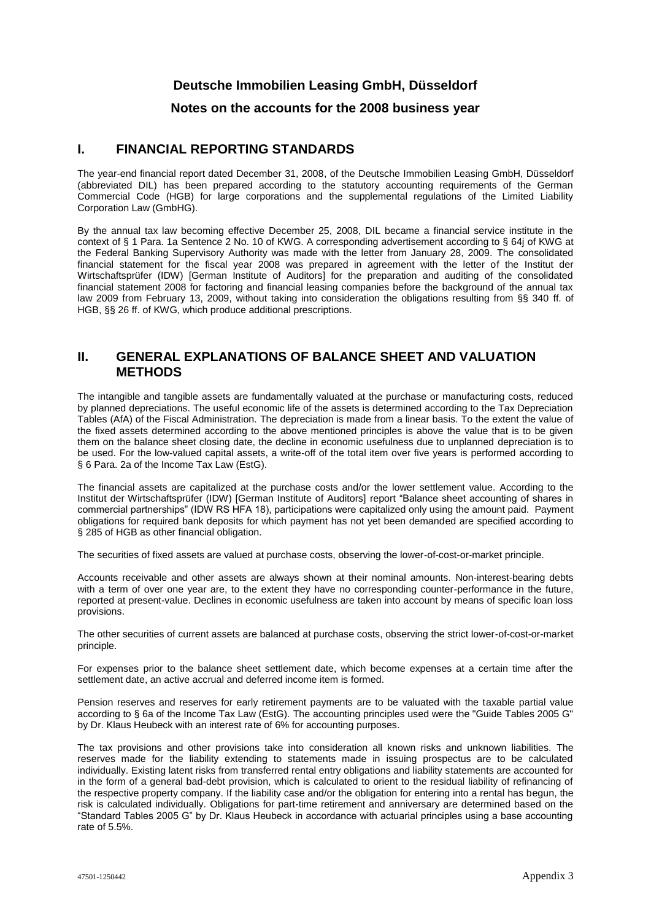# Deutsche Immobilien Leasing GmbH, Düsseldorf

## Notes on the accounts for the 2008 business year

## I. FINANCIAL REPORTING STANDARDS

The year-end financial report dated December 31, 2008, of the Deutsche Immobilien Leasing GmbH, Düsseldorf (abbreviated DIL) has been prepared according to the statutory accounting requirements of the German Commercial Code (HGB) for large corporations and the supplemental regulations of the Limited Liability Corporation Law (GmbHG).

By the annual tax law becoming effective December 25, 2008, DIL became a financial service institute in the context of § 1 Para. 1a Sentence 2 No. 10 of KWG. A corresponding advertisement according to § 64j of KWG at the Federal Banking Supervisory Authority was made with the letter from January 28, 2009. The consolidated financial statement for the fiscal year 2008 was prepared in agreement with the letter of the Institut der Wirtschaftsprüfer (IDW) [German Institute of Auditors] for the preparation and auditing of the consolidated financial statement 2008 for factoring and financial leasing companies before the background of the annual tax law 2009 from February 13, 2009, without taking into consideration the obligations resulting from §§ 340 ff. of HGB, §§ 26 ff. of KWG, which produce additional prescriptions.

## II. GENERAL EXPLANATIONS OF BALANCE SHEET AND VALUATION METHODS

The intangible and tangible assets are fundamentally valuated at the purchase or manufacturing costs, reduced by planned depreciations. The useful economic life of the assets is determined according to the Tax Depreciation Tables (AfA) of the Fiscal Administration. The depreciation is made from a linear basis. To the extent the value of the fixed assets determined according to the above mentioned principles is above the value that is to be given them on the balance sheet closing date, the decline in economic usefulness due to unplanned depreciation is to be used. For the low-valued capital assets, a write-off of the total item over five years is performed according to § 6 Para. 2a of the Income Tax Law (EstG).

The financial assets are capitalized at the purchase costs and/or the lower settlement value. According to the Institut der Wirtschaftsprüfer (IDW) [German Institute of Auditors] report "Balance sheet accounting of shares in commercial partnerships" (IDW RS HFA 18), participations were capitalized only using the amount paid. Payment obligations for required bank deposits for which payment has not yet been demanded are specified according to § 285 of HGB as other financial obligation.

The securities of fixed assets are valued at purchase costs, observing the lower-of-cost-or-market principle.

Accounts receivable and other assets are always shown at their nominal amounts. Non-interest-bearing debts with a term of over one year are, to the extent they have no corresponding counter-performance in the future, reported at present-value. Declines in economic usefulness are taken into account by means of specific loan loss provisions.

The other securities of current assets are balanced at purchase costs, observing the strict lower-of-cost-or-market principle.

For expenses prior to the balance sheet settlement date, which become expenses at a certain time after the settlement date, an active accrual and deferred income item is formed.

Pension reserves and reserves for early retirement payments are to be valuated with the taxable partial value according to § 6a of the Income Tax Law (EstG). The accounting principles used were the "Guide Tables 2005 G" by Dr. Klaus Heubeck with an interest rate of 6% for accounting purposes.

The tax provisions and other provisions take into consideration all known risks and unknown liabilities. The reserves made for the liability extending to statements made in issuing prospectus are to be calculated individually. Existing latent risks from transferred rental entry obligations and liability statements are accounted for in the form of a general bad-debt provision, which is calculated to orient to the residual liability of refinancing of the respective property company. If the liability case and/or the obligation for entering into a rental has begun, the risk is calculated individually. Obligations for part-time retirement and anniversary are determined based on the "Standard Tables 2005 G" by Dr. Klaus Heubeck in accordance with actuarial principles using a base accounting rate of 5.5%.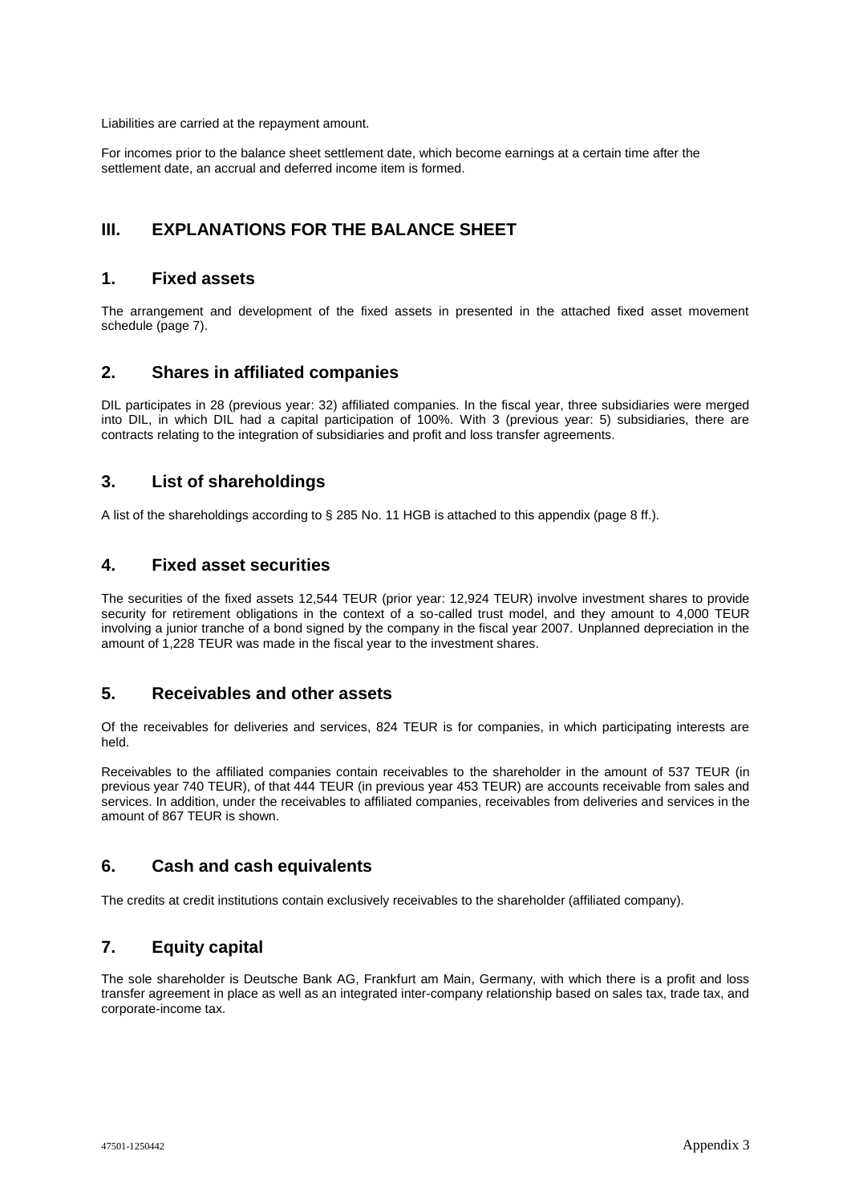Liabilities are carried at the repayment amount.

For incomes prior to the balance sheet settlement date, which become earnings at a certain time after the settlement date, an accrual and deferred income item is formed.

# III. EXPLANATIONS FOR THE BALANCE SHEET

## 1. Fixed assets

The arrangement and development of the fixed assets in presented in the attached fixed asset movement schedule (page 7).

## 2. Shares in affiliated companies

DIL participates in 28 (previous year: 32) affiliated companies. In the fiscal year, three subsidiaries were merged into DIL, in which DIL had a capital participation of 100%. With 3 (previous year: 5) subsidiaries, there are contracts relating to the integration of subsidiaries and profit and loss transfer agreements.

## 3. List of shareholdings

A list of the shareholdings according to § 285 No. 11 HGB is attached to this appendix (page 8 ff.).

## 4. Fixed asset securities

The securities of the fixed assets 12,544 TEUR (prior year: 12,924 TEUR) involve investment shares to provide security for retirement obligations in the context of a so-called trust model, and they amount to 4,000 TEUR involving a junior tranche of a bond signed by the company in the fiscal year 2007. Unplanned depreciation in the amount of 1,228 TEUR was made in the fiscal year to the investment shares.

## 5. Receivables and other assets

Of the receivables for deliveries and services, 824 TEUR is for companies, in which participating interests are held.

Receivables to the affiliated companies contain receivables to the shareholder in the amount of 537 TEUR (in previous year 740 TEUR), of that 444 TEUR (in previous year 453 TEUR) are accounts receivable from sales and services. In addition, under the receivables to affiliated companies, receivables from deliveries and services in the amount of 867 TEUR is shown.

## 6. Cash and cash equivalents

The credits at credit institutions contain exclusively receivables to the shareholder (affiliated company).

## 7. Equity capital

The sole shareholder is Deutsche Bank AG, Frankfurt am Main, Germany, with which there is a profit and loss transfer agreement in place as well as an integrated inter-company relationship based on sales tax, trade tax, and corporate-income tax.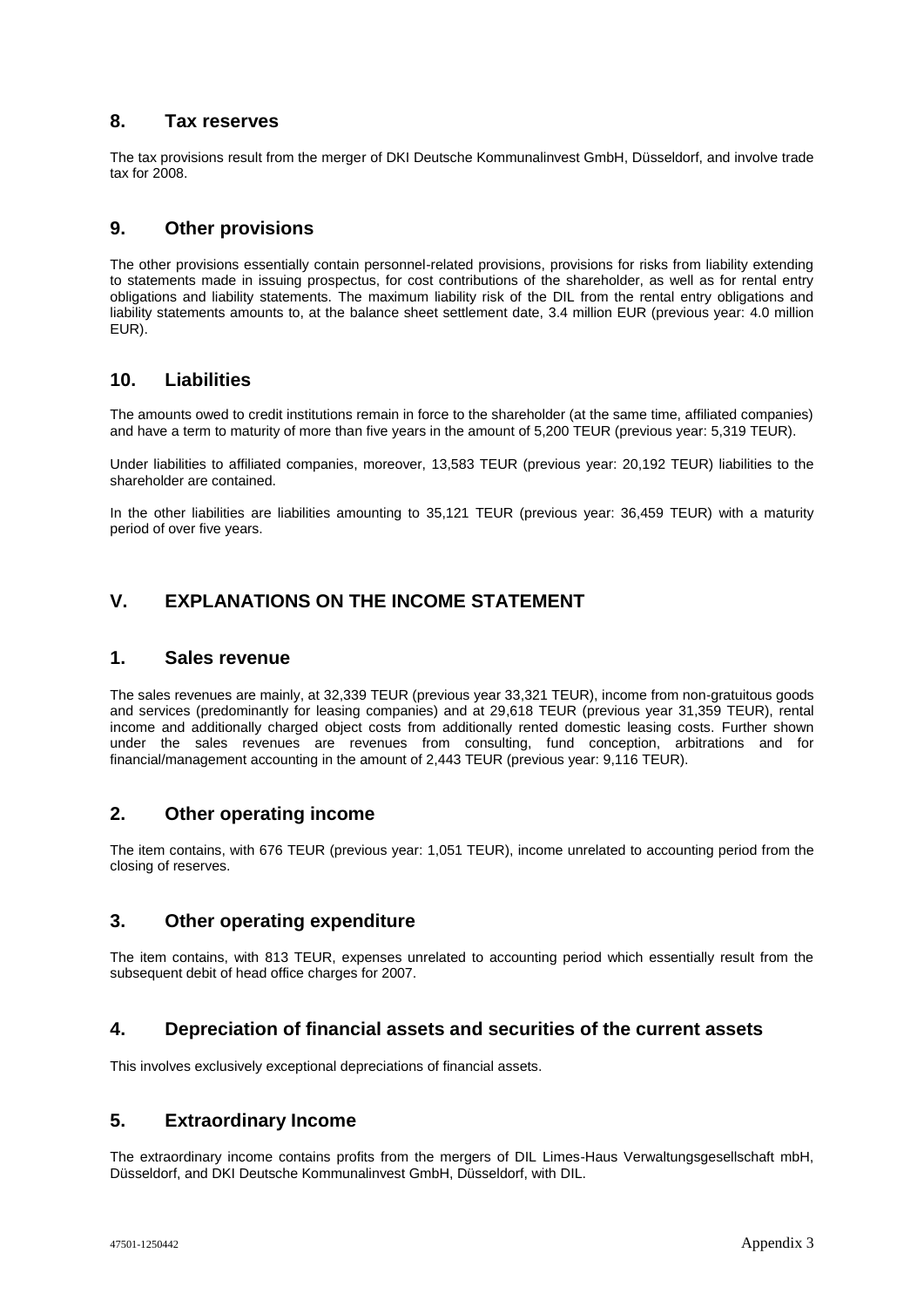## 8. Tax reserves

The tax provisions result from the merger of DKI Deutsche Kommunalinvest GmbH, Düsseldorf, and involve trade tax for 2008.

## 9. Other provisions

The other provisions essentially contain personnel-related provisions, provisions for risks from liability extending to statements made in issuing prospectus, for cost contributions of the shareholder, as well as for rental entry obligations and liability statements. The maximum liability risk of the DIL from the rental entry obligations and liability statements amounts to, at the balance sheet settlement date, 3.4 million EUR (previous year: 4.0 million EUR).

## 10. Liabilities

The amounts owed to credit institutions remain in force to the shareholder (at the same time, affiliated companies) and have a term to maturity of more than five years in the amount of 5,200 TEUR (previous year: 5,319 TEUR).

Under liabilities to affiliated companies, moreover, 13,583 TEUR (previous year: 20,192 TEUR) liabilities to the shareholder are contained.

In the other liabilities are liabilities amounting to 35,121 TEUR (previous year: 36,459 TEUR) with a maturity period of over five years.

# V. EXPLANATIONS ON THE INCOME STATEMENT

## 1. Sales revenue

The sales revenues are mainly, at 32,339 TEUR (previous year 33,321 TEUR), income from non-gratuitous goods and services (predominantly for leasing companies) and at 29,618 TEUR (previous year 31,359 TEUR), rental income and additionally charged object costs from additionally rented domestic leasing costs. Further shown under the sales revenues are revenues from consulting, fund conception, arbitrations and for financial/management accounting in the amount of 2,443 TEUR (previous year: 9,116 TEUR).

## 2. Other operating income

The item contains, with 676 TEUR (previous year: 1,051 TEUR), income unrelated to accounting period from the closing of reserves.

## 3. Other operating expenditure

The item contains, with 813 TEUR, expenses unrelated to accounting period which essentially result from the subsequent debit of head office charges for 2007.

## 4. Depreciation of financial assets and securities of the current assets

This involves exclusively exceptional depreciations of financial assets.

## 5. Extraordinary Income

The extraordinary income contains profits from the mergers of DIL Limes-Haus Verwaltungsgesellschaft mbH, Düsseldorf, and DKI Deutsche Kommunalinvest GmbH, Düsseldorf, with DIL.

47501-1250442 Appendix 3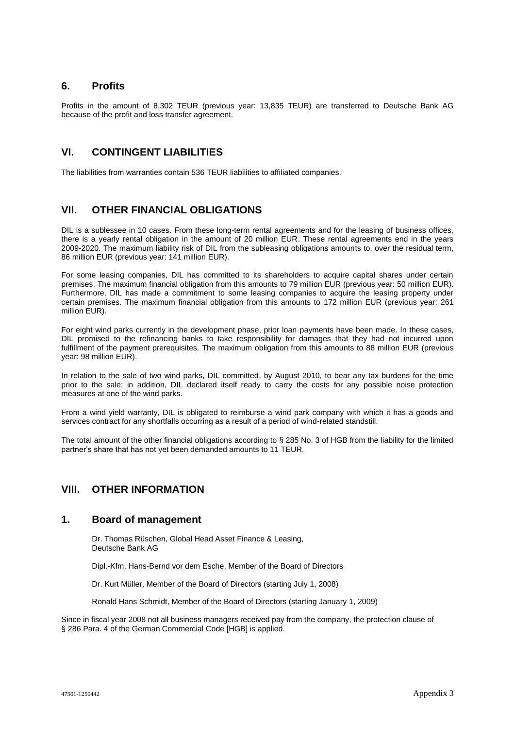## 6. Profits

Profits in the amount of 8,302 TEUR (previous year: 13,835 TEUR) are transferred to Deutsche Bank AG because of the profit and loss transfer agreement.

# VI. CONTINGENT LIABILITIES

The liabilities from warranties contain 536 TEUR liabilities to affiliated companies.

# VII. OTHER FINANCIAL OBLIGATIONS

DIL is a sublessee in 10 cases. From these long-term rental agreements and for the leasing of business offices, there is a yearly rental obligation in the amount of 20 million EUR. These rental agreements end in the years 2009-2020. The maximum liability risk of DIL from the subleasing obligations amounts to, over the residual term, 86 million EUR (previous year: 141 million EUR).

For some leasing companies, DIL has committed to its shareholders to acquire capital shares under certain premises. The maximum financial obligation from this amounts to 79 million EUR (previous year: 50 million EUR). Furthermore, DIL has made a commitment to some leasing companies to acquire the leasing property under certain premises. The maximum financial obligation from this amounts to 172 million EUR (previous year: 261 million EUR).

For eight wind parks currently in the development phase, prior loan payments have been made. In these cases, DIL promised to the refinancing banks to take responsibility for damages that they had not incurred upon fulfillment of the payment prerequisites. The maximum obligation from this amounts to 88 million EUR (previous year: 98 million EUR).

In relation to the sale of two wind parks, DIL committed, by August 2010, to bear any tax burdens for the time prior to the sale; in addition, DIL declared itself ready to carry the costs for any possible noise protection measures at one of the wind parks.

From a wind yield warranty, DIL is obligated to reimburse a wind park company with which it has a goods and services contract for any shortfalls occurring as a result of a period of wind-related standstill.

The total amount of the other financial obligations according to § 285 No. 3 of HGB from the liability for the limited partner's share that has not yet been demanded amounts to 11 TEUR.

# VIII. OTHER INFORMATION

## 1. Board of management

Dr. Thomas Rüschen, Global Head Asset Finance & Leasing,
Deutsche Bank AG

Dipl.-Kfm. Hans-Bernd vor dem Esche, Member of the Board of Directors

Dr. Kurt Müller, Member of the Board of Directors (starting July 1, 2008)

Ronald Hans Schmidt, Member of the Board of Directors (starting January 1, 2009)

Since in fiscal year 2008 not all business managers received pay from the company, the protection clause of § 286 Para. 4 of the German Commercial Code [HGB] is applied.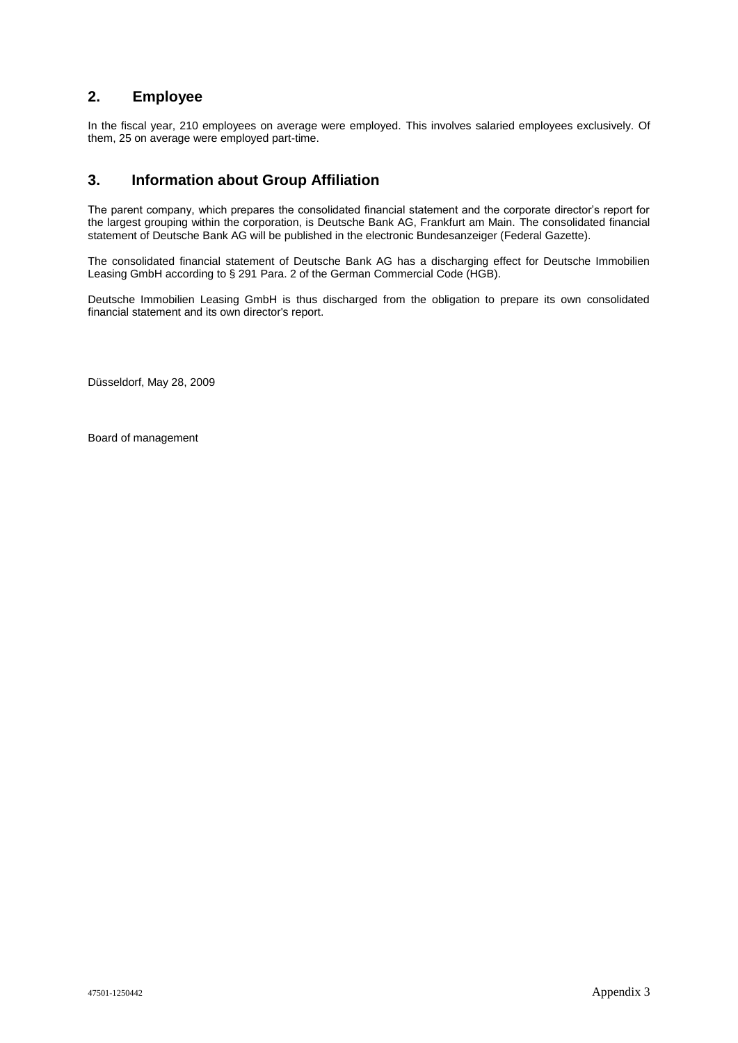## 2. Employee

In the fiscal year, 210 employees on average were employed. This involves salaried employees exclusively. Of them, 25 on average were employed part-time.

## 3. Information about Group Affiliation

The parent company, which prepares the consolidated financial statement and the corporate director's report for the largest grouping within the corporation, is Deutsche Bank AG, Frankfurt am Main. The consolidated financial statement of Deutsche Bank AG will be published in the electronic Bundesanzeiger (Federal Gazette).

The consolidated financial statement of Deutsche Bank AG has a discharging effect for Deutsche Immobilien Leasing GmbH according to § 291 Para. 2 of the German Commercial Code (HGB).

Deutsche Immobilien Leasing GmbH is thus discharged from the obligation to prepare its own consolidated financial statement and its own director's report.

Düsseldorf, May 28, 2009

Board of management

47501-1250442 Appendix 3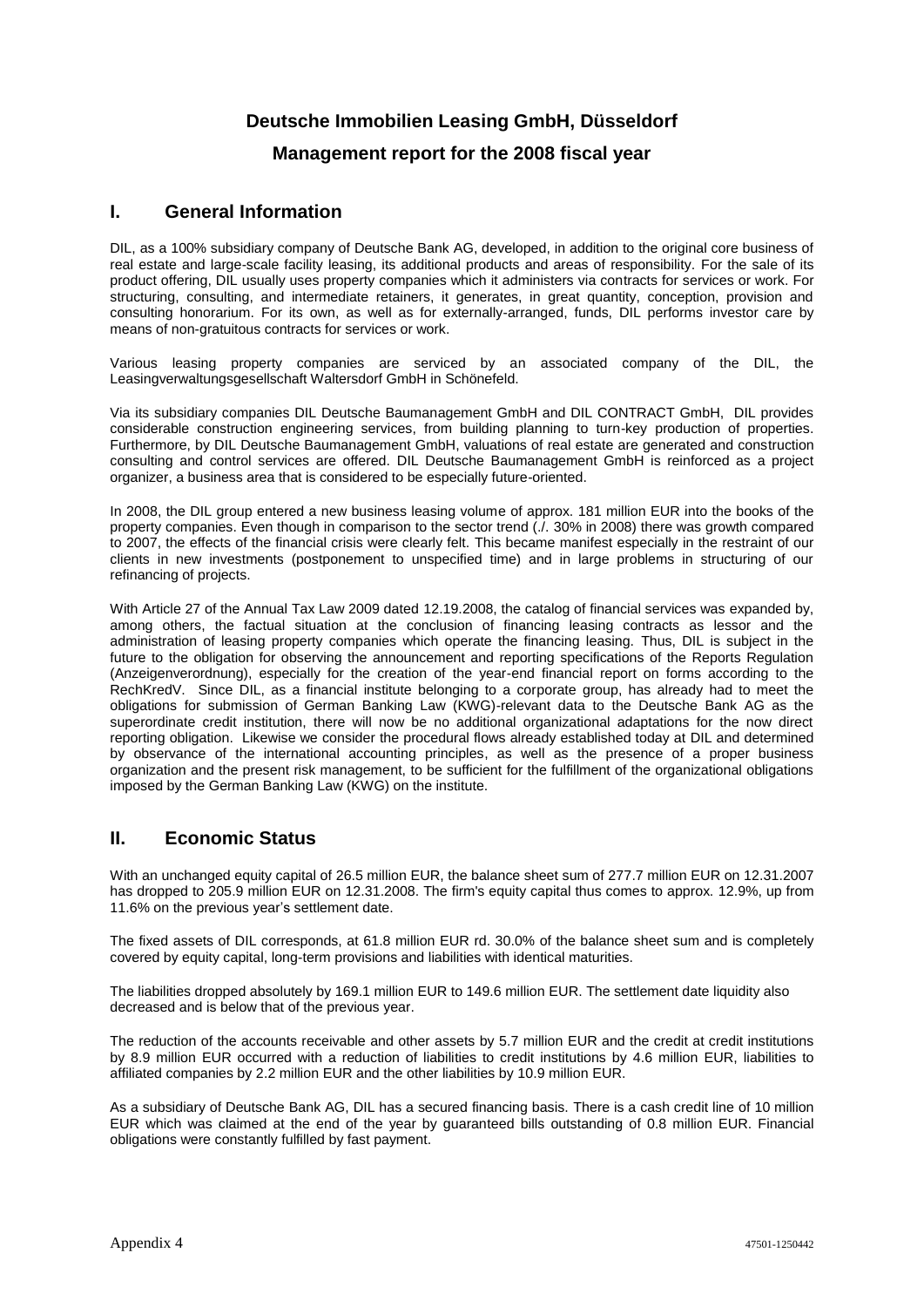# Deutsche Immobilien Leasing GmbH, Düsseldorf

## Management report for the 2008 fiscal year

## I. General Information

DIL, as a 100% subsidiary company of Deutsche Bank AG, developed, in addition to the original core business of real estate and large-scale facility leasing, its additional products and areas of responsibility. For the sale of its product offering, DIL usually uses property companies which it administers via contracts for services or work. For structuring, consulting, and intermediate retainers, it generates, in great quantity, conception, provision and consulting honorarium. For its own, as well as for externally-arranged, funds, DIL performs investor care by means of non-gratuitous contracts for services or work.

Various leasing property companies are serviced by an associated company of the DIL, the Leasingverwaltungsgesellschaft Waltersdorf GmbH in Schönefeld.

Via its subsidiary companies DIL Deutsche Baumanagement GmbH and DIL CONTRACT GmbH, DIL provides considerable construction engineering services, from building planning to turn-key production of properties. Furthermore, by DIL Deutsche Baumanagement GmbH, valuations of real estate are generated and construction consulting and control services are offered. DIL Deutsche Baumanagement GmbH is reinforced as a project organizer, a business area that is considered to be especially future-oriented.

In 2008, the DIL group entered a new business leasing volume of approx. 181 million EUR into the books of the property companies. Even though in comparison to the sector trend (./. 30% in 2008) there was growth compared to 2007, the effects of the financial crisis were clearly felt. This became manifest especially in the restraint of our clients in new investments (postponement to unspecified time) and in large problems in structuring of our refinancing of projects.

With Article 27 of the Annual Tax Law 2009 dated 12.19.2008, the catalog of financial services was expanded by, among others, the factual situation at the conclusion of financing leasing contracts as lessor and the administration of leasing property companies which operate the financing leasing. Thus, DIL is subject in the future to the obligation for observing the announcement and reporting specifications of the Reports Regulation (Anzeigenverordnung), especially for the creation of the year-end financial report on forms according to the RechKredV. Since DIL, as a financial institute belonging to a corporate group, has already had to meet the obligations for submission of German Banking Law (KWG)-relevant data to the Deutsche Bank AG as the superordinate credit institution, there will now be no additional organizational adaptations for the now direct reporting obligation. Likewise we consider the procedural flows already established today at DIL and determined by observance of the international accounting principles, as well as the presence of a proper business organization and the present risk management, to be sufficient for the fulfillment of the organizational obligations imposed by the German Banking Law (KWG) on the institute.

## II. Economic Status

With an unchanged equity capital of 26.5 million EUR, the balance sheet sum of 277.7 million EUR on 12.31.2007 has dropped to 205.9 million EUR on 12.31.2008. The firm's equity capital thus comes to approx. 12.9%, up from 11.6% on the previous year's settlement date.

The fixed assets of DIL corresponds, at 61.8 million EUR rd. 30.0% of the balance sheet sum and is completely covered by equity capital, long-term provisions and liabilities with identical maturities.

The liabilities dropped absolutely by 169.1 million EUR to 149.6 million EUR. The settlement date liquidity also decreased and is below that of the previous year.

The reduction of the accounts receivable and other assets by 5.7 million EUR and the credit at credit institutions by 8.9 million EUR occurred with a reduction of liabilities to credit institutions by 4.6 million EUR, liabilities to affiliated companies by 2.2 million EUR and the other liabilities by 10.9 million EUR.

As a subsidiary of Deutsche Bank AG, DIL has a secured financing basis. There is a cash credit line of 10 million EUR which was claimed at the end of the year by guaranteed bills outstanding of 0.8 million EUR. Financial obligations were constantly fulfilled by fast payment.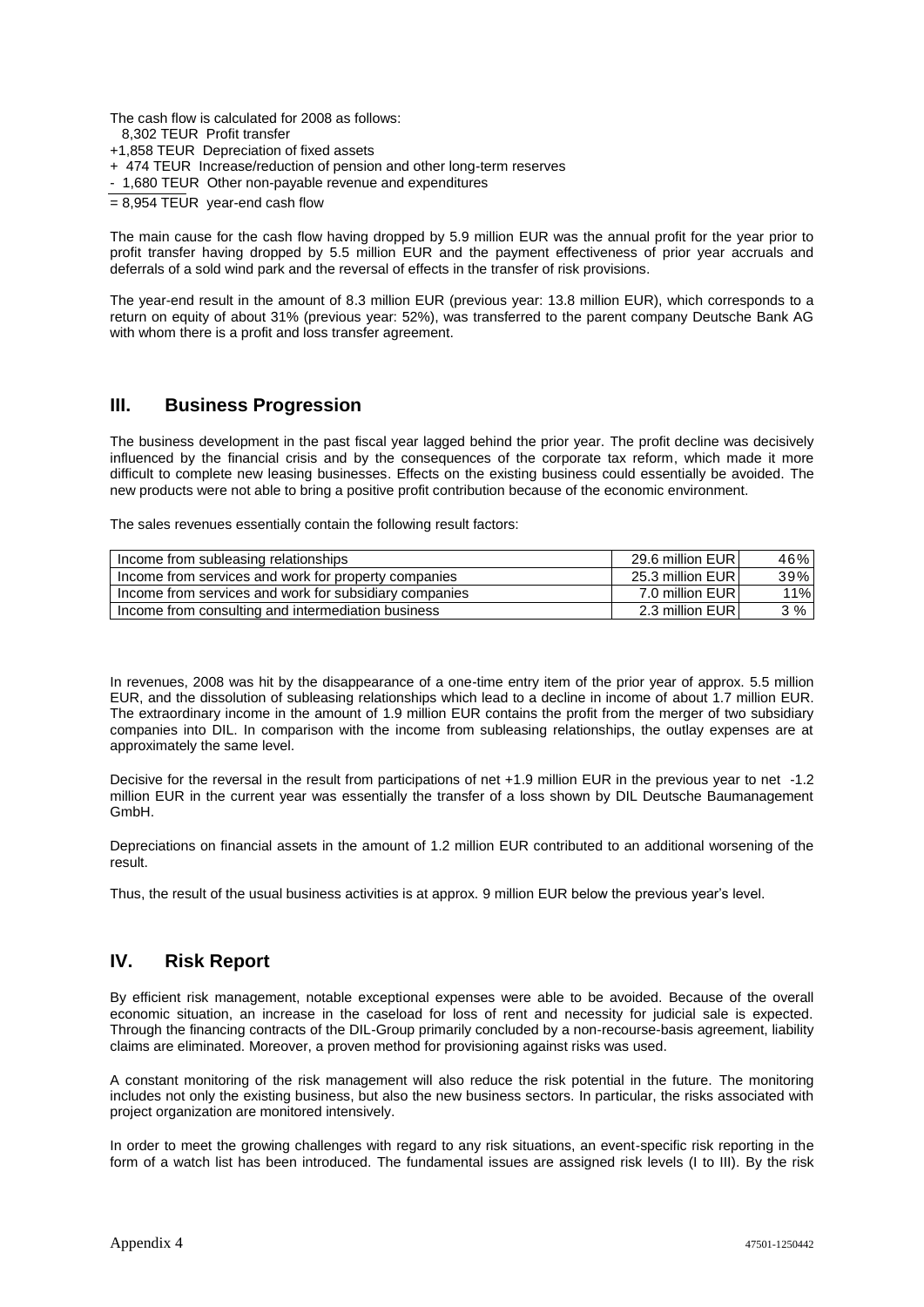The cash flow is calculated for 2008 as follows:

8,302 TEUR Profit transfer
+1,858 TEUR Depreciation of fixed assets
+ 474 TEUR Increase/reduction of pension and other long-term reserves
- 1,680 TEUR Other non-payable revenue and expenditures
= 8,954 TEUR year-end cash flow

The main cause for the cash flow having dropped by 5.9 million EUR was the annual profit for the year prior to profit transfer having dropped by 5.5 million EUR and the payment effectiveness of prior year accruals and deferrals of a sold wind park and the reversal of effects in the transfer of risk provisions.

The year-end result in the amount of 8.3 million EUR (previous year: 13.8 million EUR), which corresponds to a return on equity of about 31% (previous year: 52%), was transferred to the parent company Deutsche Bank AG with whom there is a profit and loss transfer agreement.

## III. Business Progression

The business development in the past fiscal year lagged behind the prior year. The profit decline was decisively influenced by the financial crisis and by the consequences of the corporate tax reform, which made it more difficult to complete new leasing businesses. Effects on the existing business could essentially be avoided. The new products were not able to bring a positive profit contribution because of the economic environment.

The sales revenues essentially contain the following result factors:

| | | |
|---|---|---|
| Income from subleasing relationships | 29.6 million EUR | 46% |
| Income from services and work for property companies | 25.3 million EUR | 39% |
| Income from services and work for subsidiary companies | 7.0 million EUR | 11% |
| Income from consulting and intermediation business | 2.3 million EUR | 3 % |

In revenues, 2008 was hit by the disappearance of a one-time entry item of the prior year of approx. 5.5 million EUR, and the dissolution of subleasing relationships which lead to a decline in income of about 1.7 million EUR. The extraordinary income in the amount of 1.9 million EUR contains the profit from the merger of two subsidiary companies into DIL. In comparison with the income from subleasing relationships, the outlay expenses are at approximately the same level.

Decisive for the reversal in the result from participations of net +1.9 million EUR in the previous year to net -1.2 million EUR in the current year was essentially the transfer of a loss shown by DIL Deutsche Baumanagement GmbH.

Depreciations on financial assets in the amount of 1.2 million EUR contributed to an additional worsening of the result.

Thus, the result of the usual business activities is at approx. 9 million EUR below the previous year's level.

## IV. Risk Report

By efficient risk management, notable exceptional expenses were able to be avoided. Because of the overall economic situation, an increase in the caseload for loss of rent and necessity for judicial sale is expected. Through the financing contracts of the DIL-Group primarily concluded by a non-recourse-basis agreement, liability claims are eliminated. Moreover, a proven method for provisioning against risks was used.

A constant monitoring of the risk management will also reduce the risk potential in the future. The monitoring includes not only the existing business, but also the new business sectors. In particular, the risks associated with project organization are monitored intensively.

In order to meet the growing challenges with regard to any risk situations, an event-specific risk reporting in the form of a watch list has been introduced. The fundamental issues are assigned risk levels (I to III). By the risk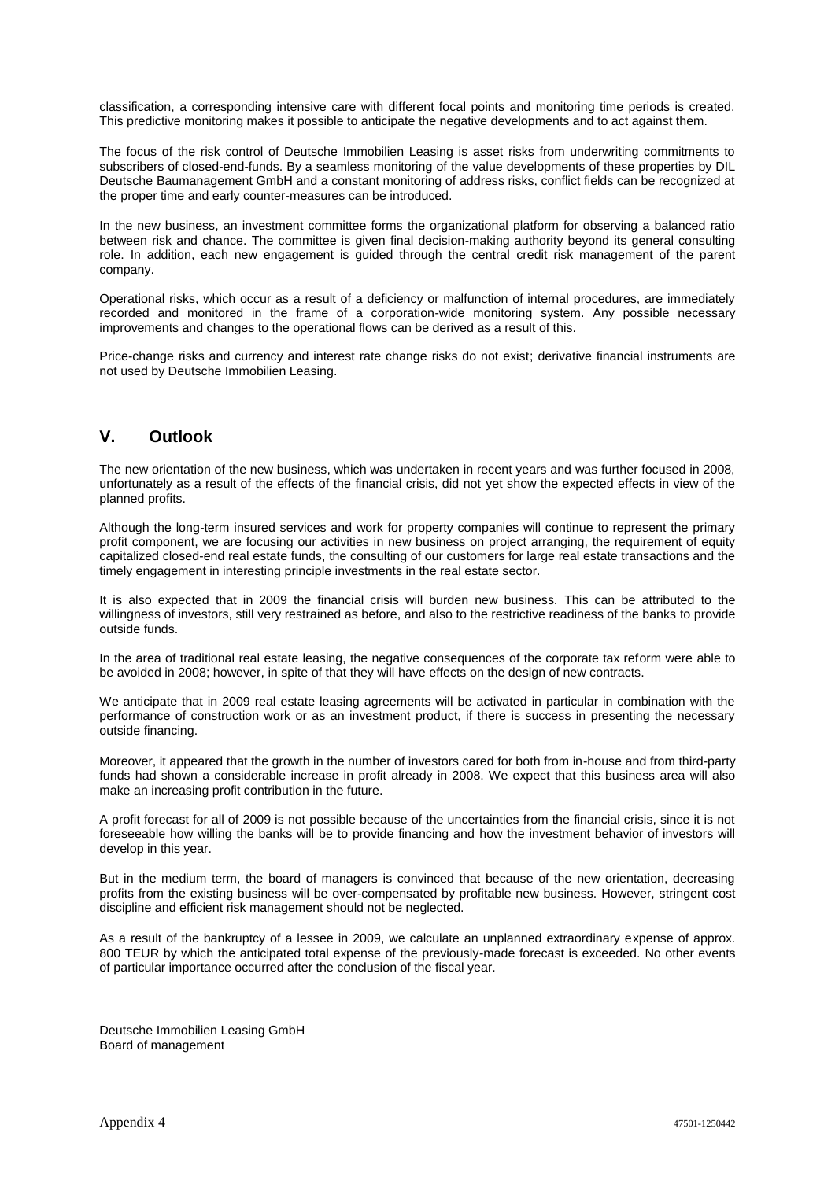classification, a corresponding intensive care with different focal points and monitoring time periods is created. This predictive monitoring makes it possible to anticipate the negative developments and to act against them.

The focus of the risk control of Deutsche Immobilien Leasing is asset risks from underwriting commitments to subscribers of closed-end-funds. By a seamless monitoring of the value developments of these properties by DIL Deutsche Baumanagement GmbH and a constant monitoring of address risks, conflict fields can be recognized at the proper time and early counter-measures can be introduced.

In the new business, an investment committee forms the organizational platform for observing a balanced ratio between risk and chance. The committee is given final decision-making authority beyond its general consulting role. In addition, each new engagement is guided through the central credit risk management of the parent company.

Operational risks, which occur as a result of a deficiency or malfunction of internal procedures, are immediately recorded and monitored in the frame of a corporation-wide monitoring system. Any possible necessary improvements and changes to the operational flows can be derived as a result of this.

Price-change risks and currency and interest rate change risks do not exist; derivative financial instruments are not used by Deutsche Immobilien Leasing.

## V. Outlook

The new orientation of the new business, which was undertaken in recent years and was further focused in 2008, unfortunately as a result of the effects of the financial crisis, did not yet show the expected effects in view of the planned profits.

Although the long-term insured services and work for property companies will continue to represent the primary profit component, we are focusing our activities in new business on project arranging, the requirement of equity capitalized closed-end real estate funds, the consulting of our customers for large real estate transactions and the timely engagement in interesting principle investments in the real estate sector.

It is also expected that in 2009 the financial crisis will burden new business. This can be attributed to the willingness of investors, still very restrained as before, and also to the restrictive readiness of the banks to provide outside funds.

In the area of traditional real estate leasing, the negative consequences of the corporate tax reform were able to be avoided in 2008; however, in spite of that they will have effects on the design of new contracts.

We anticipate that in 2009 real estate leasing agreements will be activated in particular in combination with the performance of construction work or as an investment product, if there is success in presenting the necessary outside financing.

Moreover, it appeared that the growth in the number of investors cared for both from in-house and from third-party funds had shown a considerable increase in profit already in 2008. We expect that this business area will also make an increasing profit contribution in the future.

A profit forecast for all of 2009 is not possible because of the uncertainties from the financial crisis, since it is not foreseeable how willing the banks will be to provide financing and how the investment behavior of investors will develop in this year.

But in the medium term, the board of managers is convinced that because of the new orientation, decreasing profits from the existing business will be over-compensated by profitable new business. However, stringent cost discipline and efficient risk management should not be neglected.

As a result of the bankruptcy of a lessee in 2009, we calculate an unplanned extraordinary expense of approx. 800 TEUR by which the anticipated total expense of the previously-made forecast is exceeded. No other events of particular importance occurred after the conclusion of the fiscal year.

Deutsche Immobilien Leasing GmbH
Board of management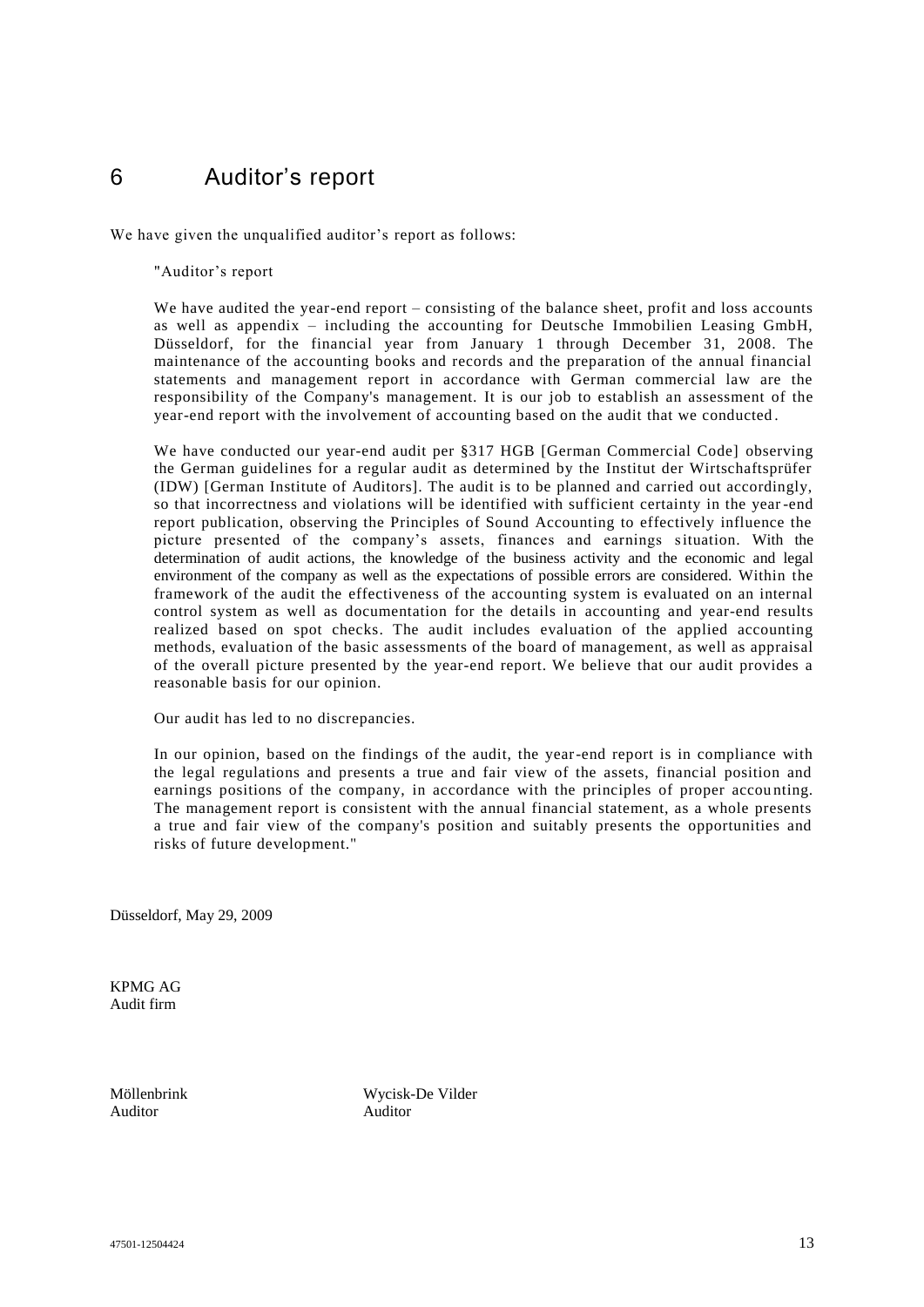# 6 Auditor's report

We have given the unqualified auditor's report as follows:

"Auditor's report

We have audited the year-end report – consisting of the balance sheet, profit and loss accounts as well as appendix – including the accounting for Deutsche Immobilien Leasing GmbH, Düsseldorf, for the financial year from January 1 through December 31, 2008. The maintenance of the accounting books and records and the preparation of the annual financial statements and management report in accordance with German commercial law are the responsibility of the Company's management. It is our job to establish an assessment of the year-end report with the involvement of accounting based on the audit that we conducted.

We have conducted our year-end audit per §317 HGB [German Commercial Code] observing the German guidelines for a regular audit as determined by the Institut der Wirtschaftsprüfer (IDW) [German Institute of Auditors]. The audit is to be planned and carried out accordingly, so that incorrectness and violations will be identified with sufficient certainty in the year-end report publication, observing the Principles of Sound Accounting to effectively influence the picture presented of the company's assets, finances and earnings situation. With the determination of audit actions, the knowledge of the business activity and the economic and legal environment of the company as well as the expectations of possible errors are considered. Within the framework of the audit the effectiveness of the accounting system is evaluated on an internal control system as well as documentation for the details in accounting and year-end results realized based on spot checks. The audit includes evaluation of the applied accounting methods, evaluation of the basic assessments of the board of management, as well as appraisal of the overall picture presented by the year-end report. We believe that our audit provides a reasonable basis for our opinion.

Our audit has led to no discrepancies.

In our opinion, based on the findings of the audit, the year-end report is in compliance with the legal regulations and presents a true and fair view of the assets, financial position and earnings positions of the company, in accordance with the principles of proper accounting. The management report is consistent with the annual financial statement, as a whole presents a true and fair view of the company's position and suitably presents the opportunities and risks of future development."

Düsseldorf, May 29, 2009

KPMG AG
Audit firm

| | |
|---|---|
| Möllenbrink<br>Auditor | Wycisk-De Vilder<br>Auditor |

47501-12504424